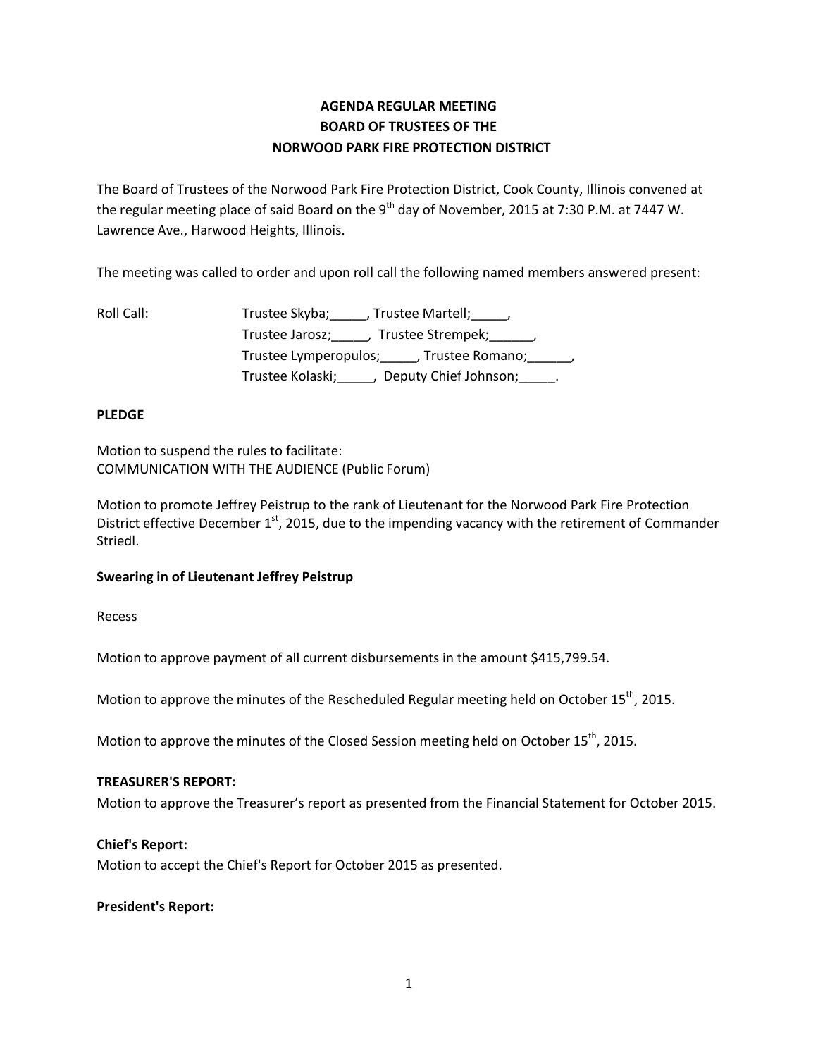# AGENDA REGULAR MEETING
# BOARD OF TRUSTEES OF THE
# NORWOOD PARK FIRE PROTECTION DISTRICT

The Board of Trustees of the Norwood Park Fire Protection District, Cook County, Illinois convened at the regular meeting place of said Board on the 9th day of November, 2015 at 7:30 P.M. at 7447 W. Lawrence Ave., Harwood Heights, Illinois.

The meeting was called to order and upon roll call the following named members answered present:

Roll Call: Trustee Skyba;_____, Trustee Martell;_____,
Trustee Jarosz;_____, Trustee Strempek;______,
Trustee Lymperopulos;_____, Trustee Romano;______,
Trustee Kolaski;_____, Deputy Chief Johnson;_____.

**PLEDGE**

Motion to suspend the rules to facilitate:
COMMUNICATION WITH THE AUDIENCE (Public Forum)

Motion to promote Jeffrey Peistrup to the rank of Lieutenant for the Norwood Park Fire Protection District effective December 1st, 2015, due to the impending vacancy with the retirement of Commander Striedl.

**Swearing in of Lieutenant Jeffrey Peistrup**

Recess

Motion to approve payment of all current disbursements in the amount $415,799.54.

Motion to approve the minutes of the Rescheduled Regular meeting held on October 15th, 2015.

Motion to approve the minutes of the Closed Session meeting held on October 15th, 2015.

**TREASURER'S REPORT:**
Motion to approve the Treasurer's report as presented from the Financial Statement for October 2015.

**Chief's Report:**
Motion to accept the Chief's Report for October 2015 as presented.

**President's Report:**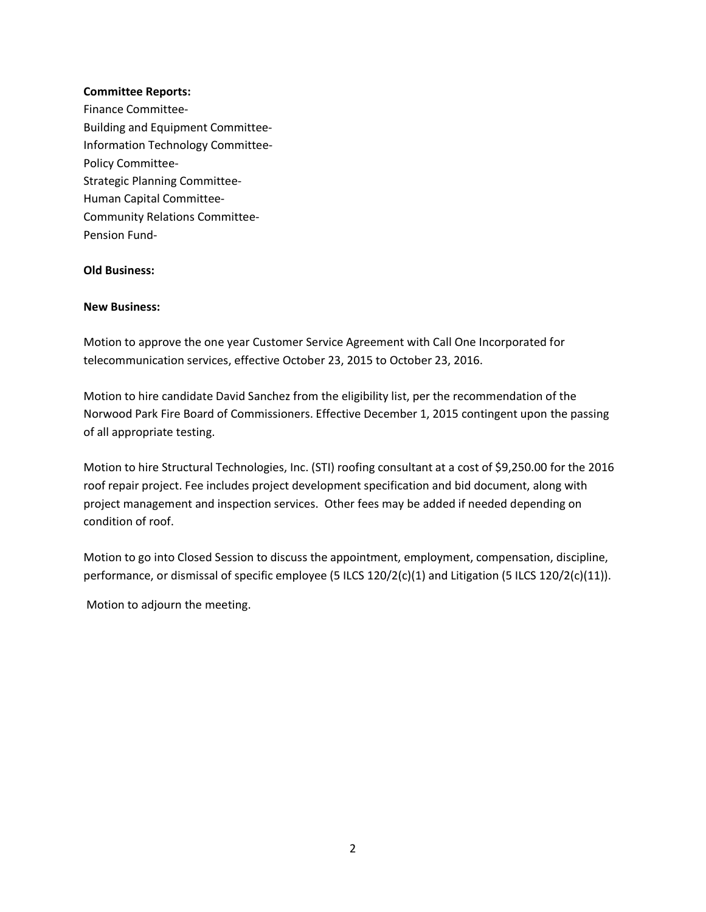**Committee Reports:**

Finance Committee-
Building and Equipment Committee-
Information Technology Committee-
Policy Committee-
Strategic Planning Committee-
Human Capital Committee-
Community Relations Committee-
Pension Fund-

**Old Business:**

**New Business:**

Motion to approve the one year Customer Service Agreement with Call One Incorporated for telecommunication services, effective October 23, 2015 to October 23, 2016.

Motion to hire candidate David Sanchez from the eligibility list, per the recommendation of the Norwood Park Fire Board of Commissioners. Effective December 1, 2015 contingent upon the passing of all appropriate testing.

Motion to hire Structural Technologies, Inc. (STI) roofing consultant at a cost of $9,250.00 for the 2016 roof repair project. Fee includes project development specification and bid document, along with project management and inspection services. Other fees may be added if needed depending on condition of roof.

Motion to go into Closed Session to discuss the appointment, employment, compensation, discipline, performance, or dismissal of specific employee (5 ILCS 120/2(c)(1) and Litigation (5 ILCS 120/2(c)(11)).

Motion to adjourn the meeting.